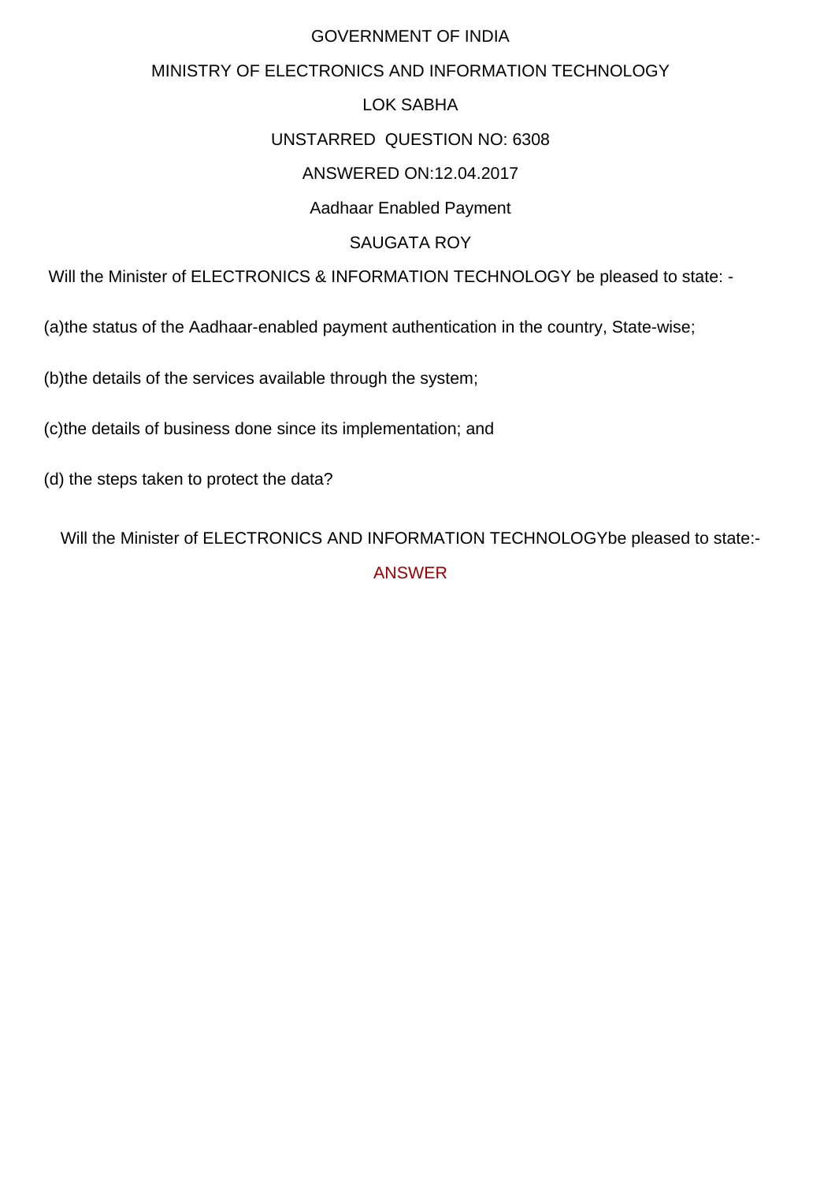GOVERNMENT OF INDIA

MINISTRY OF ELECTRONICS AND INFORMATION TECHNOLOGY

LOK SABHA

UNSTARRED QUESTION NO: 6308

ANSWERED ON:12.04.2017

Aadhaar Enabled Payment

SAUGATA ROY

Will the Minister of ELECTRONICS & INFORMATION TECHNOLOGY be pleased to state: -

(a)the status of the Aadhaar-enabled payment authentication in the country, State-wise;

(b)the details of the services available through the system;

(c)the details of business done since its implementation; and

(d) the steps taken to protect the data?

Will the Minister of ELECTRONICS AND INFORMATION TECHNOLOGYbe pleased to state:-

ANSWER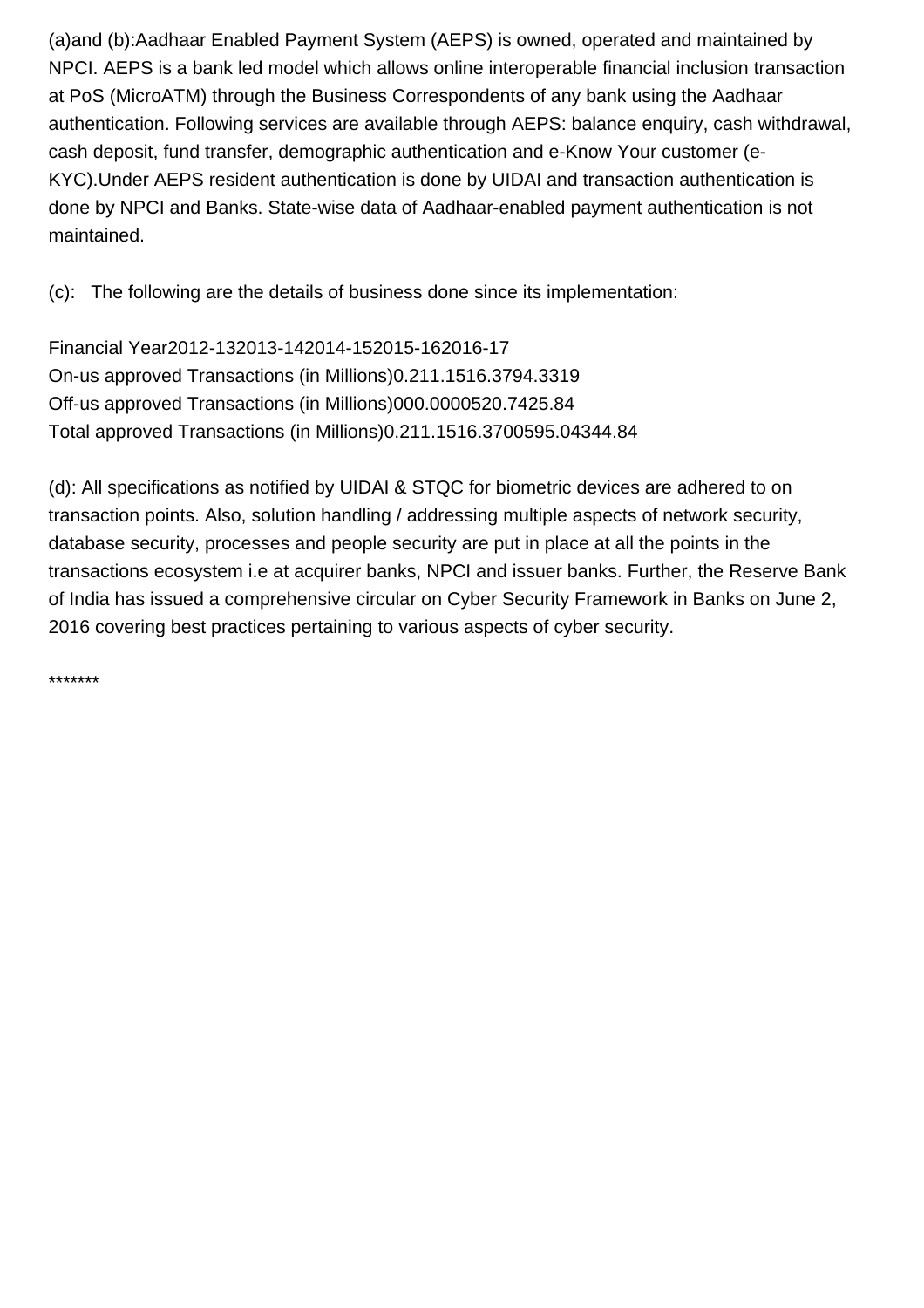(a)and (b):Aadhaar Enabled Payment System (AEPS) is owned, operated and maintained by NPCI. AEPS is a bank led model which allows online interoperable financial inclusion transaction at PoS (MicroATM) through the Business Correspondents of any bank using the Aadhaar authentication. Following services are available through AEPS: balance enquiry, cash withdrawal, cash deposit, fund transfer, demographic authentication and e-Know Your customer (e-KYC).Under AEPS resident authentication is done by UIDAI and transaction authentication is done by NPCI and Banks. State-wise data of Aadhaar-enabled payment authentication is not maintained.

(c): The following are the details of business done since its implementation:

Financial Year2012-132013-142014-152015-162016-17
On-us approved Transactions (in Millions)0.211.1516.3794.3319
Off-us approved Transactions (in Millions)000.0000520.7425.84
Total approved Transactions (in Millions)0.211.1516.3700595.04344.84

(d): All specifications as notified by UIDAI & STQC for biometric devices are adhered to on transaction points. Also, solution handling / addressing multiple aspects of network security, database security, processes and people security are put in place at all the points in the transactions ecosystem i.e at acquirer banks, NPCI and issuer banks. Further, the Reserve Bank of India has issued a comprehensive circular on Cyber Security Framework in Banks on June 2, 2016 covering best practices pertaining to various aspects of cyber security.

*******